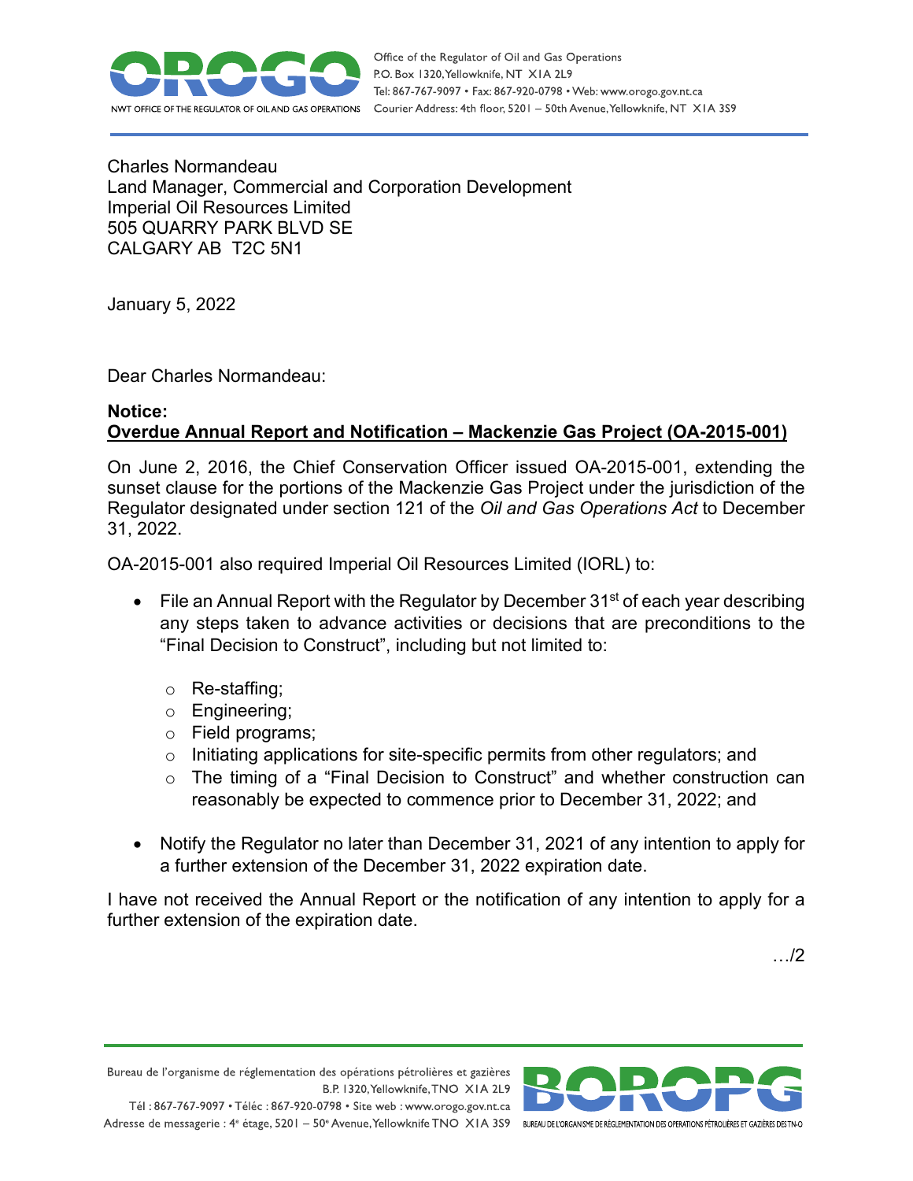Charles Normandeau
Land Manager, Commercial and Corporation Development
Imperial Oil Resources Limited
505 QUARRY PARK BLVD SE
CALGARY AB T2C 5N1

January 5, 2022

Dear Charles Normandeau:

**Notice:**
**Overdue Annual Report and Notification – Mackenzie Gas Project (OA-2015-001)**

On June 2, 2016, the Chief Conservation Officer issued OA-2015-001, extending the sunset clause for the portions of the Mackenzie Gas Project under the jurisdiction of the Regulator designated under section 121 of the *Oil and Gas Operations Act* to December 31, 2022.

OA-2015-001 also required Imperial Oil Resources Limited (IORL) to:

- File an Annual Report with the Regulator by December 31st of each year describing any steps taken to advance activities or decisions that are preconditions to the "Final Decision to Construct", including but not limited to:
  - Re-staffing;
  - Engineering;
  - Field programs;
  - Initiating applications for site-specific permits from other regulators; and
  - The timing of a "Final Decision to Construct" and whether construction can reasonably be expected to commence prior to December 31, 2022; and
- Notify the Regulator no later than December 31, 2021 of any intention to apply for a further extension of the December 31, 2022 expiration date.

I have not received the Annual Report or the notification of any intention to apply for a further extension of the expiration date.

…/2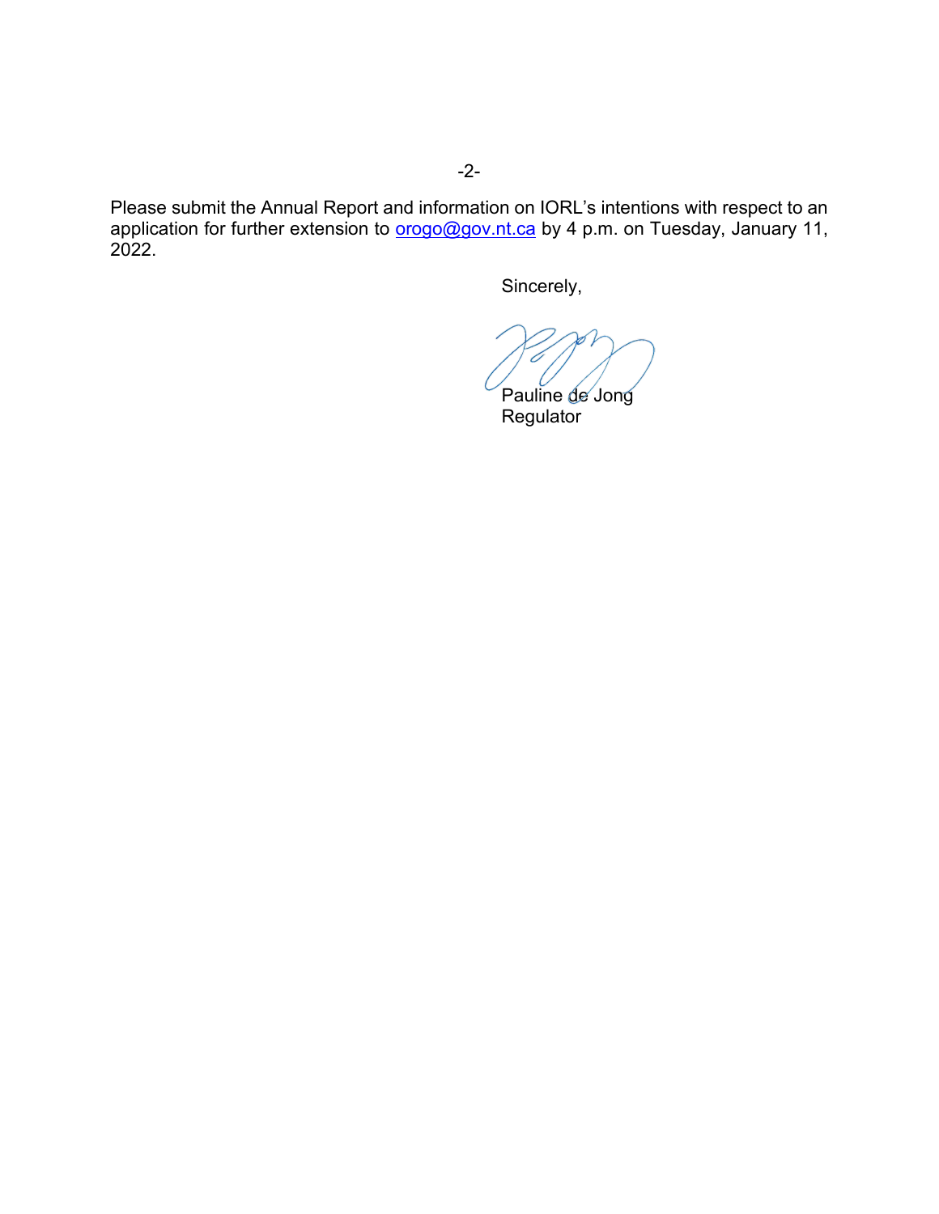Please submit the Annual Report and information on IORL's intentions with respect to an application for further extension to orogo@gov.nt.ca by 4 p.m. on Tuesday, January 11, 2022.

Sincerely,

Pauline de Jong
Regulator